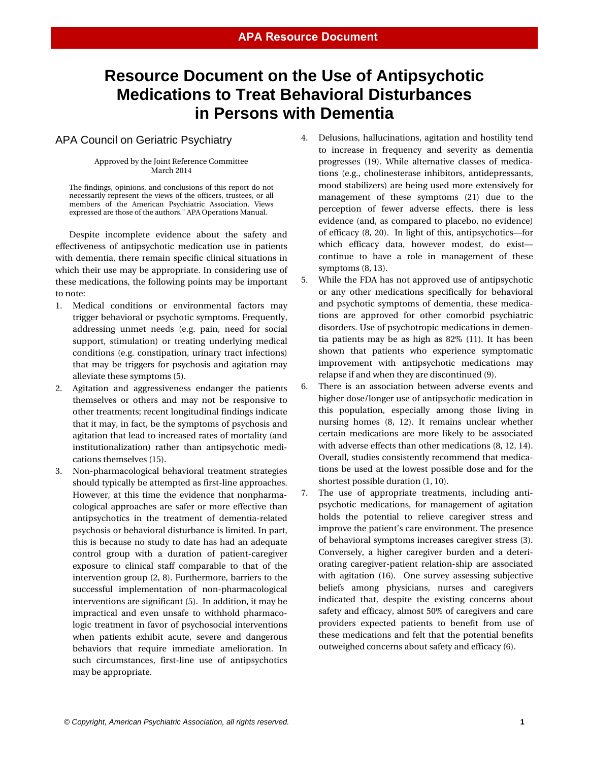APA Resource Document

# Resource Document on the Use of Antipsychotic Medications to Treat Behavioral Disturbances in Persons with Dementia

## APA Council on Geriatric Psychiatry

Approved by the Joint Reference Committee
March 2014

The findings, opinions, and conclusions of this report do not necessarily represent the views of the officers, trustees, or all members of the American Psychiatric Association. Views expressed are those of the authors." APA Operations Manual.

Despite incomplete evidence about the safety and effectiveness of antipsychotic medication use in patients with dementia, there remain specific clinical situations in which their use may be appropriate. In considering use of these medications, the following points may be important to note:

1. Medical conditions or environmental factors may trigger behavioral or psychotic symptoms. Frequently, addressing unmet needs (e.g. pain, need for social support, stimulation) or treating underlying medical conditions (e.g. constipation, urinary tract infections) that may be triggers for psychosis and agitation may alleviate these symptoms (5).
2. Agitation and aggressiveness endanger the patients themselves or others and may not be responsive to other treatments; recent longitudinal findings indicate that it may, in fact, be the symptoms of psychosis and agitation that lead to increased rates of mortality (and institutionalization) rather than antipsychotic medications themselves (15).
3. Non-pharmacological behavioral treatment strategies should typically be attempted as first-line approaches. However, at this time the evidence that nonpharmacological approaches are safer or more effective than antipsychotics in the treatment of dementia-related psychosis or behavioral disturbance is limited. In part, this is because no study to date has had an adequate control group with a duration of patient-caregiver exposure to clinical staff comparable to that of the intervention group (2, 8). Furthermore, barriers to the successful implementation of non-pharmacological interventions are significant (5). In addition, it may be impractical and even unsafe to withhold pharmacologic treatment in favor of psychosocial interventions when patients exhibit acute, severe and dangerous behaviors that require immediate amelioration. In such circumstances, first-line use of antipsychotics may be appropriate.
4. Delusions, hallucinations, agitation and hostility tend to increase in frequency and severity as dementia progresses (19). While alternative classes of medications (e.g., cholinesterase inhibitors, antidepressants, mood stabilizers) are being used more extensively for management of these symptoms (21) due to the perception of fewer adverse effects, there is less evidence (and, as compared to placebo, no evidence) of efficacy (8, 20). In light of this, antipsychotics—for which efficacy data, however modest, do exist—continue to have a role in management of these symptoms (8, 13).
5. While the FDA has not approved use of antipsychotic or any other medications specifically for behavioral and psychotic symptoms of dementia, these medications are approved for other comorbid psychiatric disorders. Use of psychotropic medications in dementia patients may be as high as 82% (11). It has been shown that patients who experience symptomatic improvement with antipsychotic medications may relapse if and when they are discontinued (9).
6. There is an association between adverse events and higher dose/longer use of antipsychotic medication in this population, especially among those living in nursing homes (8, 12). It remains unclear whether certain medications are more likely to be associated with adverse effects than other medications (8, 12, 14). Overall, studies consistently recommend that medications be used at the lowest possible dose and for the shortest possible duration (1, 10).
7. The use of appropriate treatments, including antipsychotic medications, for management of agitation holds the potential to relieve caregiver stress and improve the patient's care environment. The presence of behavioral symptoms increases caregiver stress (3). Conversely, a higher caregiver burden and a deteriorating caregiver-patient relation-ship are associated with agitation (16). One survey assessing subjective beliefs among physicians, nurses and caregivers indicated that, despite the existing concerns about safety and efficacy, almost 50% of caregivers and care providers expected patients to benefit from use of these medications and felt that the potential benefits outweighed concerns about safety and efficacy (6).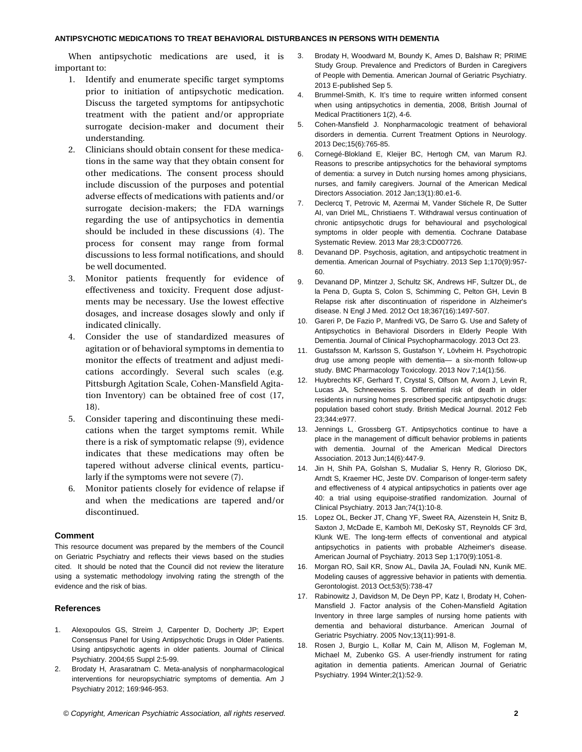When antipsychotic medications are used, it is important to:

1. Identify and enumerate specific target symptoms prior to initiation of antipsychotic medication. Discuss the targeted symptoms for antipsychotic treatment with the patient and/or appropriate surrogate decision-maker and document their understanding.
2. Clinicians should obtain consent for these medications in the same way that they obtain consent for other medications. The consent process should include discussion of the purposes and potential adverse effects of medications with patients and/or surrogate decision-makers; the FDA warnings regarding the use of antipsychotics in dementia should be included in these discussions (4). The process for consent may range from formal discussions to less formal notifications, and should be well documented.
3. Monitor patients frequently for evidence of effectiveness and toxicity. Frequent dose adjustments may be necessary. Use the lowest effective dosages, and increase dosages slowly and only if indicated clinically.
4. Consider the use of standardized measures of agitation or of behavioral symptoms in dementia to monitor the effects of treatment and adjust medications accordingly. Several such scales (e.g. Pittsburgh Agitation Scale, Cohen-Mansfield Agitation Inventory) can be obtained free of cost (17, 18).
5. Consider tapering and discontinuing these medications when the target symptoms remit. While there is a risk of symptomatic relapse (9), evidence indicates that these medications may often be tapered without adverse clinical events, particularly if the symptoms were not severe (7).
6. Monitor patients closely for evidence of relapse if and when the medications are tapered and/or discontinued.

## Comment

This resource document was prepared by the members of the Council on Geriatric Psychiatry and reflects their views based on the studies cited. It should be noted that the Council did not review the literature using a systematic methodology involving rating the strength of the evidence and the risk of bias.

## References

1. Alexopoulos GS, Streim J, Carpenter D, Docherty JP; Expert Consensus Panel for Using Antipsychotic Drugs in Older Patients. Using antipsychotic agents in older patients. Journal of Clinical Psychiatry. 2004;65 Suppl 2:5-99.
2. Brodaty H, Arasaratnam C. Meta-analysis of nonpharmacological interventions for neuropsychiatric symptoms of dementia. Am J Psychiatry 2012; 169:946-953.
3. Brodaty H, Woodward M, Boundy K, Ames D, Balshaw R; PRIME Study Group. Prevalence and Predictors of Burden in Caregivers of People with Dementia. American Journal of Geriatric Psychiatry. 2013 E-published Sep 5.
4. Brummel-Smith, K. It's time to require written informed consent when using antipsychotics in dementia, 2008, British Journal of Medical Practitioners 1(2), 4-6.
5. Cohen-Mansfield J. Nonpharmacologic treatment of behavioral disorders in dementia. Current Treatment Options in Neurology. 2013 Dec;15(6):765-85.
6. Cornegé-Blokland E, Kleijer BC, Hertogh CM, van Marum RJ. Reasons to prescribe antipsychotics for the behavioral symptoms of dementia: a survey in Dutch nursing homes among physicians, nurses, and family caregivers. Journal of the American Medical Directors Association. 2012 Jan;13(1):80.e1-6.
7. Declercq T, Petrovic M, Azermai M, Vander Stichele R, De Sutter AI, van Driel ML, Christiaens T. Withdrawal versus continuation of chronic antipsychotic drugs for behavioural and psychological symptoms in older people with dementia. Cochrane Database Systematic Review. 2013 Mar 28;3:CD007726.
8. Devanand DP. Psychosis, agitation, and antipsychotic treatment in dementia. American Journal of Psychiatry. 2013 Sep 1;170(9):957-60.
9. Devanand DP, Mintzer J, Schultz SK, Andrews HF, Sultzer DL, de la Pena D, Gupta S, Colon S, Schimming C, Pelton GH, Levin B Relapse risk after discontinuation of risperidone in Alzheimer's disease. N Engl J Med. 2012 Oct 18;367(16):1497-507.
10. Gareri P, De Fazio P, Manfredi VG, De Sarro G. Use and Safety of Antipsychotics in Behavioral Disorders in Elderly People With Dementia. Journal of Clinical Psychopharmacology. 2013 Oct 23.
11. Gustafsson M, Karlsson S, Gustafson Y, Lövheim H. Psychotropic drug use among people with dementia— a six-month follow-up study. BMC Pharmacology Toxicology. 2013 Nov 7;14(1):56.
12. Huybrechts KF, Gerhard T, Crystal S, Olfson M, Avorn J, Levin R, Lucas JA, Schneeweiss S. Differential risk of death in older residents in nursing homes prescribed specific antipsychotic drugs: population based cohort study. British Medical Journal. 2012 Feb 23;344:e977.
13. Jennings L, Grossberg GT. Antipsychotics continue to have a place in the management of difficult behavior problems in patients with dementia. Journal of the American Medical Directors Association. 2013 Jun;14(6):447-9.
14. Jin H, Shih PA, Golshan S, Mudaliar S, Henry R, Glorioso DK, Arndt S, Kraemer HC, Jeste DV. Comparison of longer-term safety and effectiveness of 4 atypical antipsychotics in patients over age 40: a trial using equipoise-stratified randomization. Journal of Clinical Psychiatry. 2013 Jan;74(1):10-8.
15. Lopez OL, Becker JT, Chang YF, Sweet RA, Aizenstein H, Snitz B, Saxton J, McDade E, Kamboh MI, DeKosky ST, Reynolds CF 3rd, Klunk WE. The long-term effects of conventional and atypical antipsychotics in patients with probable Alzheimer's disease. American Journal of Psychiatry. 2013 Sep 1;170(9):1051-8.
16. Morgan RO, Sail KR, Snow AL, Davila JA, Fouladi NN, Kunik ME. Modeling causes of aggressive behavior in patients with dementia. Gerontologist. 2013 Oct;53(5):738-47
17. Rabinowitz J, Davidson M, De Deyn PP, Katz I, Brodaty H, Cohen-Mansfield J. Factor analysis of the Cohen-Mansfield Agitation Inventory in three large samples of nursing home patients with dementia and behavioral disturbance. American Journal of Geriatric Psychiatry. 2005 Nov;13(11):991-8.
18. Rosen J, Burgio L, Kollar M, Cain M, Allison M, Fogleman M, Michael M, Zubenko GS. A user-friendly instrument for rating agitation in dementia patients. American Journal of Geriatric Psychiatry. 1994 Winter;2(1):52-9.

*© Copyright, American Psychiatric Association, all rights reserved.*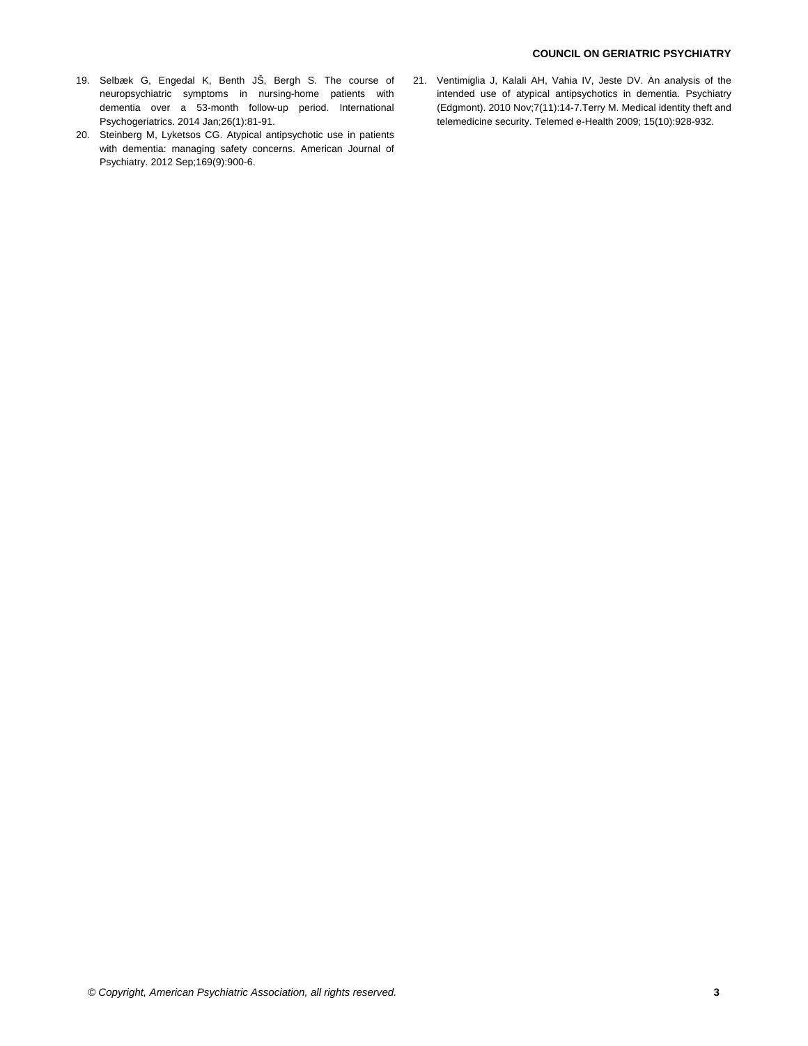19. Selbæk G, Engedal K, Benth JŠ, Bergh S. The course of neuropsychiatric symptoms in nursing-home patients with dementia over a 53-month follow-up period. International Psychogeriatrics. 2014 Jan;26(1):81-91.
20. Steinberg M, Lyketsos CG. Atypical antipsychotic use in patients with dementia: managing safety concerns. American Journal of Psychiatry. 2012 Sep;169(9):900-6.
21. Ventimiglia J, Kalali AH, Vahia IV, Jeste DV. An analysis of the intended use of atypical antipsychotics in dementia. Psychiatry (Edgmont). 2010 Nov;7(11):14-7.Terry M. Medical identity theft and telemedicine security. Telemed e-Health 2009; 15(10):928-932.